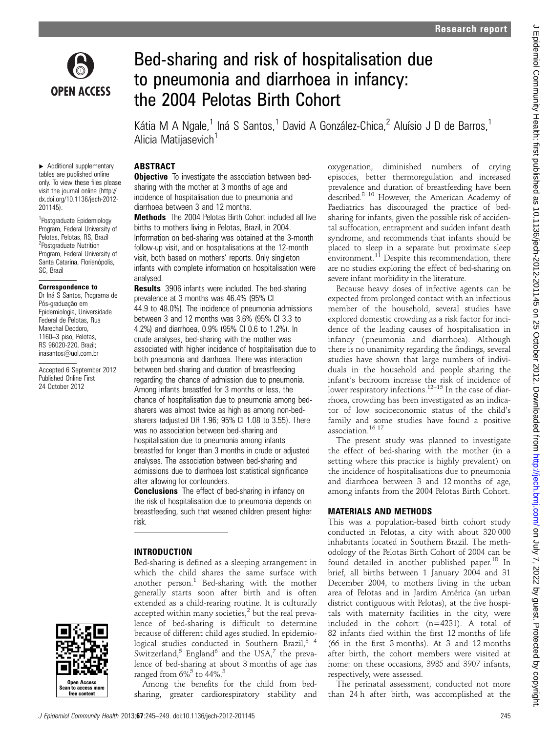# Bed-sharing and risk of hospitalisation due to pneumonia and diarrhoea in infancy: the 2004 Pelotas Birth Cohort

Kátia M A Ngale,[1] Iná S Santos,[1] David A González-Chica,[2] Aluísio J D de Barros,[1] Alicia Matijasevich[1]

▸ Additional supplementary tables are published online only. To view these files please visit the journal online (http://dx.doi.org/10.1136/jech-2012-201145).

[1]Postgraduate Epidemiology Program, Federal University of Pelotas, Pelotas, RS, Brazil
[2]Postgraduate Nutrition Program, Federal University of Santa Catarina, Florianópolis, SC, Brazil

**Correspondence to**
Dr Iná S Santos, Programa de Pós-graduação em Epidemiologia, Universidade Federal de Pelotas, Rua Marechal Deodoro, 1160–3 piso, Pelotas, RS 96020-220, Brazil; inasantos@uol.com.br

Accepted 6 September 2012
Published Online First 24 October 2012

## ABSTRACT

**Objective** To investigate the association between bed-sharing with the mother at 3 months of age and incidence of hospitalisation due to pneumonia and diarrhoea between 3 and 12 months.

**Methods** The 2004 Pelotas Birth Cohort included all live births to mothers living in Pelotas, Brazil, in 2004. Information on bed-sharing was obtained at the 3-month follow-up visit, and on hospitalisations at the 12-month visit, both based on mothers' reports. Only singleton infants with complete information on hospitalisation were analysed.

**Results** 3906 infants were included. The bed-sharing prevalence at 3 months was 46.4% (95% CI 44.9 to 48.0%). The incidence of pneumonia admissions between 3 and 12 months was 3.6% (95% CI 3.3 to 4.2%) and diarrhoea, 0.9% (95% CI 0.6 to 1.2%). In crude analyses, bed-sharing with the mother was associated with higher incidence of hospitalisation due to both pneumonia and diarrhoea. There was interaction between bed-sharing and duration of breastfeeding regarding the chance of admission due to pneumonia. Among infants breastfed for 3 months or less, the chance of hospitalisation due to pneumonia among bed-sharers was almost twice as high as among non-bed-sharers (adjusted OR 1.96; 95% CI 1.08 to 3.55). There was no association between bed-sharing and hospitalisation due to pneumonia among infants breastfed for longer than 3 months in crude or adjusted analyses. The association between bed-sharing and admissions due to diarrhoea lost statistical significance after allowing for confounders.

**Conclusions** The effect of bed-sharing in infancy on the risk of hospitalisation due to pneumonia depends on breastfeeding, such that weaned children present higher risk.

## INTRODUCTION

Bed-sharing is defined as a sleeping arrangement in which the child shares the same surface with another person.[1] Bed-sharing with the mother generally starts soon after birth and is often extended as a child-rearing routine. It is culturally accepted within many societies,[2] but the real prevalence of bed-sharing is difficult to determine because of different child ages studied. In epidemiological studies conducted in Southern Brazil,[3 4] Switzerland,[5] England[6] and the USA,[7] the prevalence of bed-sharing at about 3 months of age has ranged from 6%[5] to 44%.[3]

Among the benefits for the child from bed-sharing, greater cardiorespiratory stability and oxygenation, diminished numbers of crying episodes, better thermoregulation and increased prevalence and duration of breastfeeding have been described.[8–10] However, the American Academy of Paediatrics has discouraged the practice of bed-sharing for infants, given the possible risk of accidental suffocation, entrapment and sudden infant death syndrome, and recommends that infants should be placed to sleep in a separate but proximate sleep environment.[11] Despite this recommendation, there are no studies exploring the effect of bed-sharing on severe infant morbidity in the literature.

Because heavy doses of infective agents can be expected from prolonged contact with an infectious member of the household, several studies have explored domestic crowding as a risk factor for incidence of the leading causes of hospitalisation in infancy (pneumonia and diarrhoea). Although there is no unanimity regarding the findings, several studies have shown that large numbers of individuals in the household and people sharing the infant's bedroom increase the risk of incidence of lower respiratory infections.[12–15] In the case of diarrhoea, crowding has been investigated as an indicator of low socioeconomic status of the child's family and some studies have found a positive association.[16 17]

The present study was planned to investigate the effect of bed-sharing with the mother (in a setting where this practice is highly prevalent) on the incidence of hospitalisations due to pneumonia and diarrhoea between 3 and 12 months of age, among infants from the 2004 Pelotas Birth Cohort.

## MATERIALS AND METHODS

This was a population-based birth cohort study conducted in Pelotas, a city with about 320 000 inhabitants located in Southern Brazil. The methodology of the Pelotas Birth Cohort of 2004 can be found detailed in another published paper.[18] In brief, all births between 1 January 2004 and 31 December 2004, to mothers living in the urban area of Pelotas and in Jardim América (an urban district contiguous with Pelotas), at the five hospitals with maternity facilities in the city, were included in the cohort (n=4231). A total of 82 infants died within the first 12 months of life (66 in the first 3 months). At 3 and 12 months after birth, the cohort members were visited at home: on these occasions, 3985 and 3907 infants, respectively, were assessed.

The perinatal assessment, conducted not more than 24 h after birth, was accomplished at the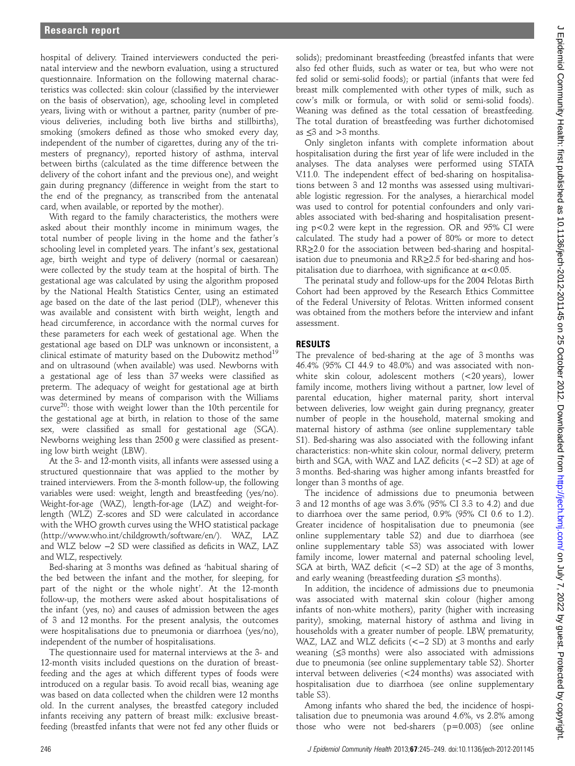hospital of delivery. Trained interviewers conducted the perinatal interview and the newborn evaluation, using a structured questionnaire. Information on the following maternal characteristics was collected: skin colour (classified by the interviewer on the basis of observation), age, schooling level in completed years, living with or without a partner, parity (number of previous deliveries, including both live births and stillbirths), smoking (smokers defined as those who smoked every day, independent of the number of cigarettes, during any of the trimesters of pregnancy), reported history of asthma, interval between births (calculated as the time difference between the delivery of the cohort infant and the previous one), and weight gain during pregnancy (difference in weight from the start to the end of the pregnancy, as transcribed from the antenatal card, when available, or reported by the mother).

With regard to the family characteristics, the mothers were asked about their monthly income in minimum wages, the total number of people living in the home and the father's schooling level in completed years. The infant's sex, gestational age, birth weight and type of delivery (normal or caesarean) were collected by the study team at the hospital of birth. The gestational age was calculated by using the algorithm proposed by the National Health Statistics Center, using an estimated age based on the date of the last period (DLP), whenever this was available and consistent with birth weight, length and head circumference, in accordance with the normal curves for these parameters for each week of gestational age. When the gestational age based on DLP was unknown or inconsistent, a clinical estimate of maturity based on the Dubowitz method[19] and on ultrasound (when available) was used. Newborns with a gestational age of less than 37 weeks were classified as preterm. The adequacy of weight for gestational age at birth was determined by means of comparison with the Williams curve[20]: those with weight lower than the 10th percentile for the gestational age at birth, in relation to those of the same sex, were classified as small for gestational age (SGA). Newborns weighing less than 2500 g were classified as presenting low birth weight (LBW).

At the 3- and 12-month visits, all infants were assessed using a structured questionnaire that was applied to the mother by trained interviewers. From the 3-month follow-up, the following variables were used: weight, length and breastfeeding (yes/no). Weight-for-age (WAZ), length-for-age (LAZ) and weight-for-length (WLZ) Z-scores and SD were calculated in accordance with the WHO growth curves using the WHO statistical package (http://www.who.int/childgrowth/software/en/). WAZ, LAZ and WLZ below −2 SD were classified as deficits in WAZ, LAZ and WLZ, respectively.

Bed-sharing at 3 months was defined as 'habitual sharing of the bed between the infant and the mother, for sleeping, for part of the night or the whole night'. At the 12-month follow-up, the mothers were asked about hospitalisations of the infant (yes, no) and causes of admission between the ages of 3 and 12 months. For the present analysis, the outcomes were hospitalisations due to pneumonia or diarrhoea (yes/no), independent of the number of hospitalisations.

The questionnaire used for maternal interviews at the 3- and 12-month visits included questions on the duration of breastfeeding and the ages at which different types of foods were introduced on a regular basis. To avoid recall bias, weaning age was based on data collected when the children were 12 months old. In the current analyses, the breastfed category included infants receiving any pattern of breast milk: exclusive breastfeeding (breastfed infants that were not fed any other fluids or solids); predominant breastfeeding (breastfed infants that were also fed other fluids, such as water or tea, but who were not fed solid or semi-solid foods); or partial (infants that were fed breast milk complemented with other types of milk, such as cow's milk or formula, or with solid or semi-solid foods). Weaning was defined as the total cessation of breastfeeding. The total duration of breastfeeding was further dichotomised as ≤3 and >3 months.

Only singleton infants with complete information about hospitalisation during the first year of life were included in the analyses. The data analyses were performed using STATA V.11.0. The independent effect of bed-sharing on hospitalisations between 3 and 12 months was assessed using multivariable logistic regression. For the analyses, a hierarchical model was used to control for potential confounders and only variables associated with bed-sharing and hospitalisation presenting $p<0.2$ were kept in the regression. OR and 95% CI were calculated. The study had a power of 80% or more to detect RR≥2.0 for the association between bed-sharing and hospitalisation due to pneumonia and RR≥2.5 for bed-sharing and hospitalisation due to diarrhoea, with significance at $\alpha<0.05$.

The perinatal study and follow-ups for the 2004 Pelotas Birth Cohort had been approved by the Research Ethics Committee of the Federal University of Pelotas. Written informed consent was obtained from the mothers before the interview and infant assessment.

## RESULTS

The prevalence of bed-sharing at the age of 3 months was 46.4% (95% CI 44.9 to 48.0%) and was associated with non-white skin colour, adolescent mothers (<20 years), lower family income, mothers living without a partner, low level of parental education, higher maternal parity, short interval between deliveries, low weight gain during pregnancy, greater number of people in the household, maternal smoking and maternal history of asthma (see online supplementary table S1). Bed-sharing was also associated with the following infant characteristics: non-white skin colour, normal delivery, preterm birth and SGA, with WAZ and LAZ deficits (<−2 SD) at age of 3 months. Bed-sharing was higher among infants breastfed for longer than 3 months of age.

The incidence of admissions due to pneumonia between 3 and 12 months of age was 3.6% (95% CI 3.3 to 4.2) and due to diarrhoea over the same period, 0.9% (95% CI 0.6 to 1.2). Greater incidence of hospitalisation due to pneumonia (see online supplementary table S2) and due to diarrhoea (see online supplementary table S3) was associated with lower family income, lower maternal and paternal schooling level, SGA at birth, WAZ deficit (<−2 SD) at the age of 3 months, and early weaning (breastfeeding duration ≤3 months).

In addition, the incidence of admissions due to pneumonia was associated with maternal skin colour (higher among infants of non-white mothers), parity (higher with increasing parity), smoking, maternal history of asthma and living in households with a greater number of people. LBW, prematurity, WAZ, LAZ and WLZ deficits (<−2 SD) at 3 months and early weaning (≤3 months) were also associated with admissions due to pneumonia (see online supplementary table S2). Shorter interval between deliveries (<24 months) was associated with hospitalisation due to diarrhoea (see online supplementary table S3).

Among infants who shared the bed, the incidence of hospitalisation due to pneumonia was around 4.6%, vs 2.8% among those who were not bed-sharers ($p=0.003$) (see online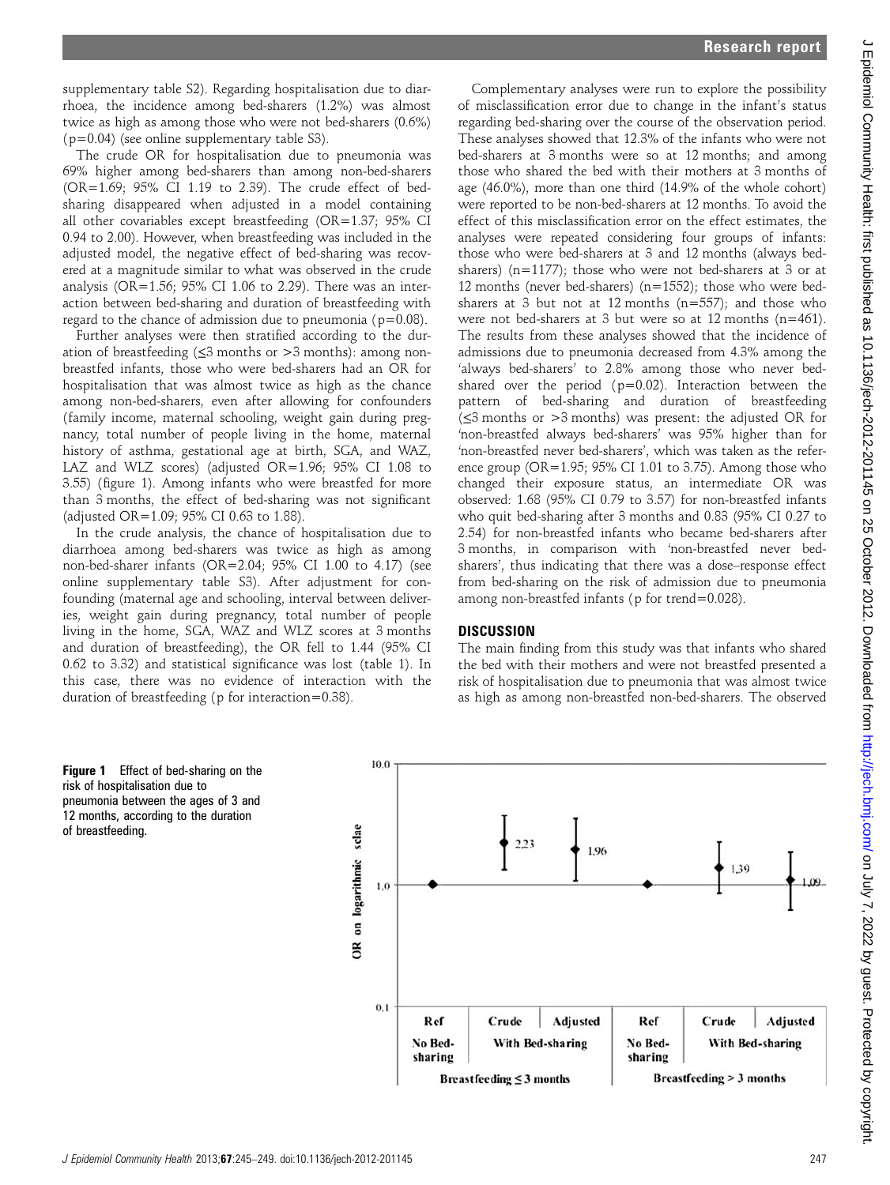supplementary table S2). Regarding hospitalisation due to diarrhoea, the incidence among bed-sharers (1.2%) was almost twice as high as among those who were not bed-sharers (0.6%) (p=0.04) (see online supplementary table S3).

The crude OR for hospitalisation due to pneumonia was 69% higher among bed-sharers than among non-bed-sharers (OR=1.69; 95% CI 1.19 to 2.39). The crude effect of bed-sharing disappeared when adjusted in a model containing all other covariables except breastfeeding (OR=1.37; 95% CI 0.94 to 2.00). However, when breastfeeding was included in the adjusted model, the negative effect of bed-sharing was recovered at a magnitude similar to what was observed in the crude analysis (OR=1.56; 95% CI 1.06 to 2.29). There was an interaction between bed-sharing and duration of breastfeeding with regard to the chance of admission due to pneumonia (p=0.08).

Further analyses were then stratified according to the duration of breastfeeding (≤3 months or >3 months): among non-breastfed infants, those who were bed-sharers had an OR for hospitalisation that was almost twice as high as the chance among non-bed-sharers, even after allowing for confounders (family income, maternal schooling, weight gain during pregnancy, total number of people living in the home, maternal history of asthma, gestational age at birth, SGA, and WAZ, LAZ and WLZ scores) (adjusted OR=1.96; 95% CI 1.08 to 3.55) (figure 1). Among infants who were breastfed for more than 3 months, the effect of bed-sharing was not significant (adjusted OR=1.09; 95% CI 0.63 to 1.88).

In the crude analysis, the chance of hospitalisation due to diarrhoea among bed-sharers was twice as high as among non-bed-sharer infants (OR=2.04; 95% CI 1.00 to 4.17) (see online supplementary table S3). After adjustment for confounding (maternal age and schooling, interval between deliveries, weight gain during pregnancy, total number of people living in the home, SGA, WAZ and WLZ scores at 3 months and duration of breastfeeding), the OR fell to 1.44 (95% CI 0.62 to 3.32) and statistical significance was lost (table 1). In this case, there was no evidence of interaction with the duration of breastfeeding (p for interaction=0.38).

Complementary analyses were run to explore the possibility of misclassification error due to change in the infant's status regarding bed-sharing over the course of the observation period. These analyses showed that 12.3% of the infants who were not bed-sharers at 3 months were so at 12 months; and among those who shared the bed with their mothers at 3 months of age (46.0%), more than one third (14.9% of the whole cohort) were reported to be non-bed-sharers at 12 months. To avoid the effect of this misclassification error on the effect estimates, the analyses were repeated considering four groups of infants: those who were bed-sharers at 3 and 12 months (always bed-sharers) (n=1177); those who were not bed-sharers at 3 or at 12 months (never bed-sharers) (n=1552); those who were bed-sharers at 3 but not at 12 months (n=557); and those who were not bed-sharers at 3 but were so at 12 months (n=461). The results from these analyses showed that the incidence of admissions due to pneumonia decreased from 4.3% among the 'always bed-sharers' to 2.8% among those who never bed-shared over the period (p=0.02). Interaction between the pattern of bed-sharing and duration of breastfeeding (≤3 months or >3 months) was present: the adjusted OR for 'non-breastfed always bed-sharers' was 95% higher than for 'non-breastfed never bed-sharers', which was taken as the reference group (OR=1.95; 95% CI 1.01 to 3.75). Among those who changed their exposure status, an intermediate OR was observed: 1.68 (95% CI 0.79 to 3.57) for non-breastfed infants who quit bed-sharing after 3 months and 0.83 (95% CI 0.27 to 2.54) for non-breastfed infants who became bed-sharers after 3 months, in comparison with 'non-breastfed never bed-sharers', thus indicating that there was a dose–response effect from bed-sharing on the risk of admission due to pneumonia among non-breastfed infants (p for trend=0.028).

## DISCUSSION

The main finding from this study was that infants who shared the bed with their mothers and were not breastfed presented a risk of hospitalisation due to pneumonia that was almost twice as high as among non-breastfed non-bed-sharers. The observed

**Figure 1** Effect of bed-sharing on the risk of hospitalisation due to pneumonia between the ages of 3 and 12 months, according to the duration of breastfeeding.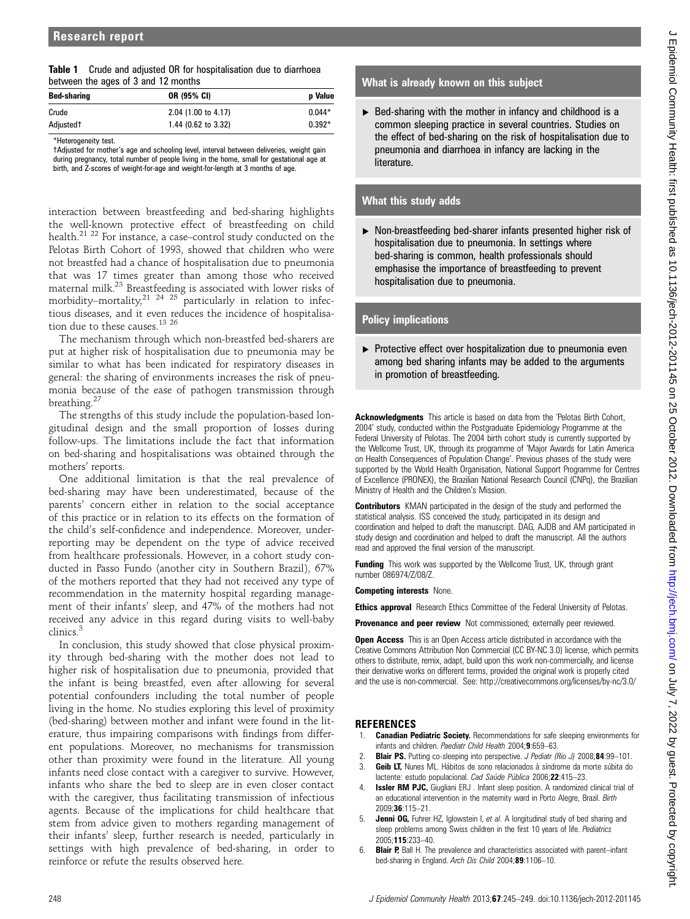**Table 1** Crude and adjusted OR for hospitalisation due to diarrhoea between the ages of 3 and 12 months

| Bed-sharing | OR (95% CI) | p Value |
|---|---|---|
| Crude | 2.04 (1.00 to 4.17) | 0.044* |
| Adjusted† | 1.44 (0.62 to 3.32) | 0.392* |

*Heterogeneity test.
†Adjusted for mother's age and schooling level, interval between deliveries, weight gain during pregnancy, total number of people living in the home, small for gestational age at birth, and Z-scores of weight-for-age and weight-for-length at 3 months of age.

interaction between breastfeeding and bed-sharing highlights the well-known protective effect of breastfeeding on child health.[21 22] For instance, a case–control study conducted on the Pelotas Birth Cohort of 1993, showed that children who were not breastfed had a chance of hospitalisation due to pneumonia that was 17 times greater than among those who received maternal milk.[23] Breastfeeding is associated with lower risks of morbidity–mortality,[21 24 25] particularly in relation to infectious diseases, and it even reduces the incidence of hospitalisation due to these causes.[13 26]

The mechanism through which non-breastfed bed-sharers are put at higher risk of hospitalisation due to pneumonia may be similar to what has been indicated for respiratory diseases in general: the sharing of environments increases the risk of pneumonia because of the ease of pathogen transmission through breathing.[27]

The strengths of this study include the population-based longitudinal design and the small proportion of losses during follow-ups. The limitations include the fact that information on bed-sharing and hospitalisations was obtained through the mothers' reports.

One additional limitation is that the real prevalence of bed-sharing may have been underestimated, because of the parents' concern either in relation to the social acceptance of this practice or in relation to its effects on the formation of the child's self-confidence and independence. Moreover, underreporting may be dependent on the type of advice received from healthcare professionals. However, in a cohort study conducted in Passo Fundo (another city in Southern Brazil), 67% of the mothers reported that they had not received any type of recommendation in the maternity hospital regarding management of their infants' sleep, and 47% of the mothers had not received any advice in this regard during visits to well-baby clinics.[3]

In conclusion, this study showed that close physical proximity through bed-sharing with the mother does not lead to higher risk of hospitalisation due to pneumonia, provided that the infant is being breastfed, even after allowing for several potential confounders including the total number of people living in the home. No studies exploring this level of proximity (bed-sharing) between mother and infant were found in the literature, thus impairing comparisons with findings from different populations. Moreover, no mechanisms for transmission other than proximity were found in the literature. All young infants need close contact with a caregiver to survive. However, infants who share the bed to sleep are in even closer contact with the caregiver, thus facilitating transmission of infectious agents. Because of the implications for child healthcare that stem from advice given to mothers regarding management of their infants' sleep, further research is needed, particularly in settings with high prevalence of bed-sharing, in order to reinforce or refute the results observed here.

### What is already known on this subject

- Bed-sharing with the mother in infancy and childhood is a common sleeping practice in several countries. Studies on the effect of bed-sharing on the risk of hospitalisation due to pneumonia and diarrhoea in infancy are lacking in the literature.

### What this study adds

- Non-breastfeeding bed-sharer infants presented higher risk of hospitalisation due to pneumonia. In settings where bed-sharing is common, health professionals should emphasise the importance of breastfeeding to prevent hospitalisation due to pneumonia.

### Policy implications

- Protective effect over hospitalization due to pneumonia even among bed sharing infants may be added to the arguments in promotion of breastfeeding.

**Acknowledgments** This article is based on data from the 'Pelotas Birth Cohort, 2004' study, conducted within the Postgraduate Epidemiology Programme at the Federal University of Pelotas. The 2004 birth cohort study is currently supported by the Wellcome Trust, UK, through its programme of 'Major Awards for Latin America on Health Consequences of Population Change'. Previous phases of the study were supported by the World Health Organisation, National Support Programme for Centres of Excellence (PRONEX), the Brazilian National Research Council (CNPq), the Brazilian Ministry of Health and the Children's Mission.

**Contributors** KMAN participated in the design of the study and performed the statistical analysis. ISS conceived the study, participated in its design and coordination and helped to draft the manuscript. DAG, AJDB and AM participated in study design and coordination and helped to draft the manuscript. All the authors read and approved the final version of the manuscript.

**Funding** This work was supported by the Wellcome Trust, UK, through grant number 086974/Z/08/Z.

**Competing interests** None.

**Ethics approval** Research Ethics Committee of the Federal University of Pelotas.

**Provenance and peer review** Not commissioned; externally peer reviewed.

**Open Access** This is an Open Access article distributed in accordance with the Creative Commons Attribution Non Commercial (CC BY-NC 3.0) license, which permits others to distribute, remix, adapt, build upon this work non-commercially, and license their derivative works on different terms, provided the original work is properly cited and the use is non-commercial. See: http://creativecommons.org/licenses/by-nc/3.0/

## REFERENCES

1. **Canadian Pediatric Society.** Recommendations for safe sleeping environments for infants and children. *Paediatr Child Health* 2004;**9**:659–63.
2. **Blair PS.** Putting co-sleeping into perspective. *J Pediatr (Rio J)* 2008;**84**:99–101.
3. **Geib LT,** Nunes ML. Hábitos de sono relacionados à síndrome da morte súbita do lactente: estudo populacional. *Cad Saúde Pública* 2006;**22**:415–23.
4. **Issler RM PJC,** Giugliani ERJ . Infant sleep position. A randomized clinical trial of an educational intervention in the maternity ward in Porto Alegre, Brazil. *Birth* 2009;**36**:115–21.
5. **Jenni OG,** Fuhrer HZ, Iglowstein I, *et al*. A longitudinal study of bed sharing and sleep problems among Swiss children in the first 10 years of life. *Pediatrics* 2005;**115**:233–40.
6. **Blair P,** Ball H. The prevalence and characteristics associated with parent–infant bed-sharing in England. *Arch Dis Child* 2004;**89**:1106–10.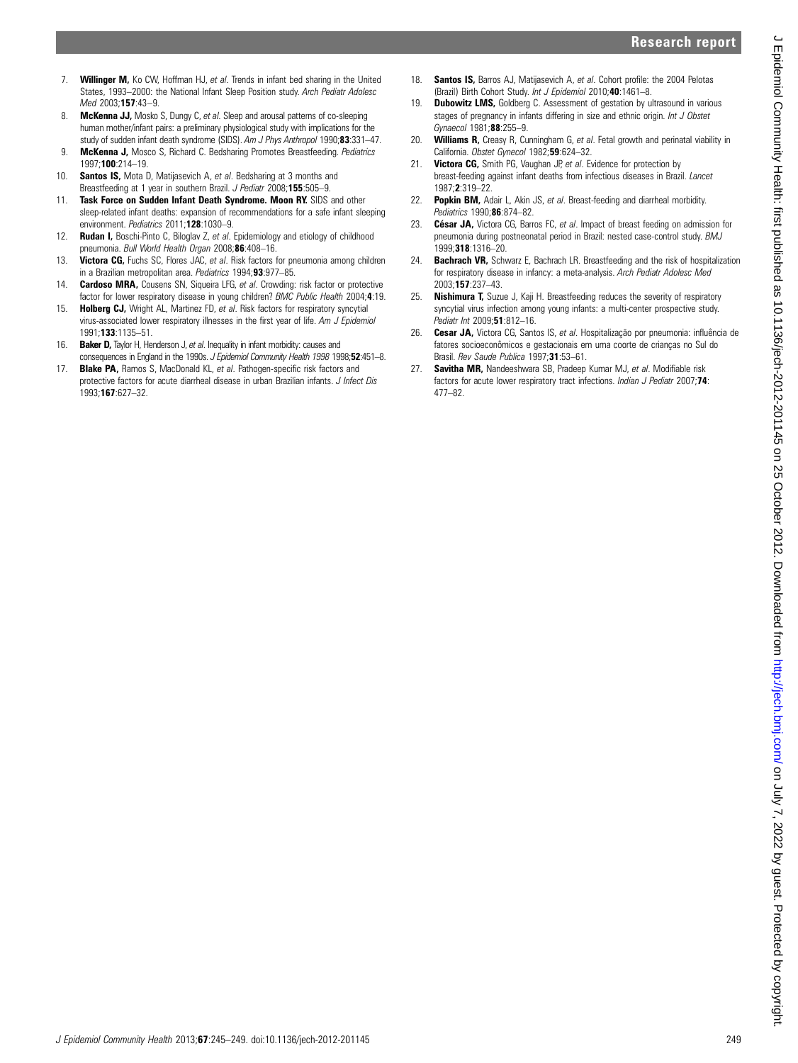7. **Willinger M,** Ko CW, Hoffman HJ, *et al*. Trends in infant bed sharing in the United States, 1993–2000: the National Infant Sleep Position study. *Arch Pediatr Adolesc Med* 2003;**157**:43–9.
8. **McKenna JJ,** Mosko S, Dungy C, *et al*. Sleep and arousal patterns of co-sleeping human mother/infant pairs: a preliminary physiological study with implications for the study of sudden infant death syndrome (SIDS). *Am J Phys Anthropol* 1990;**83**:331–47.
9. **McKenna J,** Mosco S, Richard C. Bedsharing Promotes Breastfeeding. *Pediatrics* 1997;**100**:214–19.
10. **Santos IS,** Mota D, Matijasevich A, *et al*. Bedsharing at 3 months and Breastfeeding at 1 year in southern Brazil. *J Pediatr* 2008;**155**:505–9.
11. **Task Force on Sudden Infant Death Syndrome. Moon RY.** SIDS and other sleep-related infant deaths: expansion of recommendations for a safe infant sleeping environment. *Pediatrics* 2011;**128**:1030–9.
12. **Rudan I,** Boschi-Pinto C, Biloglav Z, *et al*. Epidemiology and etiology of childhood pneumonia. *Bull World Health Organ* 2008;**86**:408–16.
13. **Victora CG,** Fuchs SC, Flores JAC, *et al*. Risk factors for pneumonia among children in a Brazilian metropolitan area. *Pediatrics* 1994;**93**:977–85.
14. **Cardoso MRA,** Cousens SN, Siqueira LFG, *et al*. Crowding: risk factor or protective factor for lower respiratory disease in young children? *BMC Public Health* 2004;**4**:19.
15. **Holberg CJ,** Wright AL, Martinez FD, *et al*. Risk factors for respiratory syncytial virus-associated lower respiratory illnesses in the first year of life. *Am J Epidemiol* 1991;**133**:1135–51.
16. **Baker D,** Taylor H, Henderson J, *et al*. Inequality in infant morbidity: causes and consequences in England in the 1990s. *J Epidemiol Community Health 1998* 1998;**52**:451–8.
17. **Blake PA,** Ramos S, MacDonald KL, *et al*. Pathogen-specific risk factors and protective factors for acute diarrheal disease in urban Brazilian infants. *J Infect Dis* 1993;**167**:627–32.
18. **Santos IS,** Barros AJ, Matijasevich A, *et al*. Cohort profile: the 2004 Pelotas (Brazil) Birth Cohort Study. *Int J Epidemiol* 2010;**40**:1461–8.
19. **Dubowitz LMS,** Goldberg C. Assessment of gestation by ultrasound in various stages of pregnancy in infants differing in size and ethnic origin. *Int J Obstet Gynaecol* 1981;**88**:255–9.
20. **Williams R,** Creasy R, Cunningham G, *et al*. Fetal growth and perinatal viability in California. *Obstet Gynecol* 1982;**59**:624–32.
21. **Victora CG,** Smith PG, Vaughan JP, *et al*. Evidence for protection by breast-feeding against infant deaths from infectious diseases in Brazil. *Lancet* 1987;**2**:319–22.
22. **Popkin BM,** Adair L, Akin JS, *et al*. Breast-feeding and diarrheal morbidity. *Pediatrics* 1990;**86**:874–82.
23. **César JA,** Victora CG, Barros FC, *et al*. Impact of breast feeding on admission for pneumonia during postneonatal period in Brazil: nested case-control study. *BMJ* 1999;**318**:1316–20.
24. **Bachrach VR,** Schwarz E, Bachrach LR. Breastfeeding and the risk of hospitalization for respiratory disease in infancy: a meta-analysis. *Arch Pediatr Adolesc Med* 2003;**157**:237–43.
25. **Nishimura T,** Suzue J, Kaji H. Breastfeeding reduces the severity of respiratory syncytial virus infection among young infants: a multi-center prospective study. *Pediatr Int* 2009;**51**:812–16.
26. **Cesar JA,** Victora CG, Santos IS, *et al*. Hospitalização por pneumonia: influência de fatores socioeconômicos e gestacionais em uma coorte de crianças no Sul do Brasil. *Rev Saude Publica* 1997;**31**:53–61.
27. **Savitha MR,** Nandeeshwara SB, Pradeep Kumar MJ, *et al*. Modifiable risk factors for acute lower respiratory tract infections. *Indian J Pediatr* 2007;**74**:477–82.